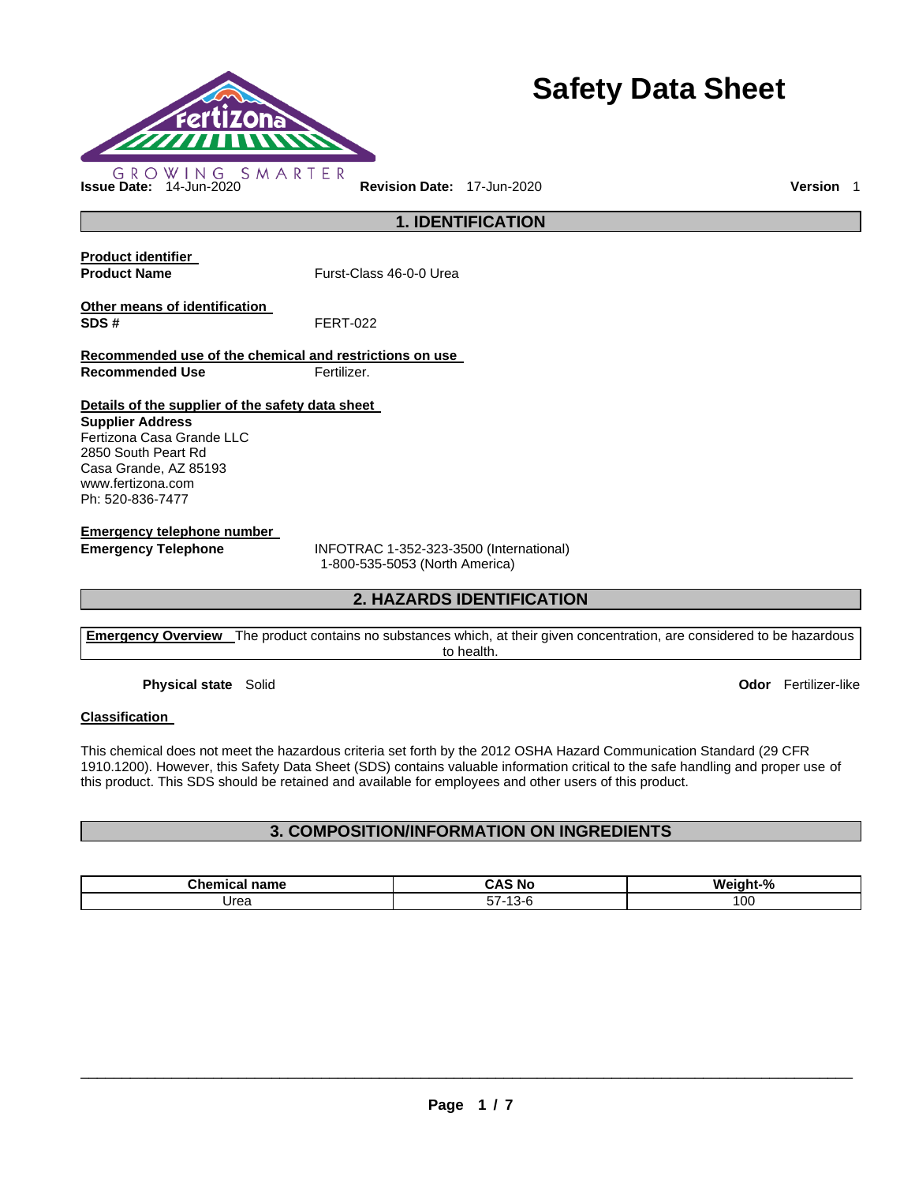GROWING SMARTER

# Safety Data Sheet

**Issue Date:** 14-Jun-2020 **Revision Date:** 17-Jun-2020 **Version** 1

## 1. IDENTIFICATION

**Product identifier**

**Product Name** Furst-Class 46-0-0 Urea

**Other means of identification**

**SDS #** FERT-022

**Recommended use of the chemical and restrictions on use**

**Recommended Use** Fertilizer.

**Details of the supplier of the safety data sheet**

**Supplier Address**
Fertizona Casa Grande LLC
2850 South Peart Rd
Casa Grande, AZ 85193
www.fertizona.com
Ph: 520-836-7477

**Emergency telephone number**

**Emergency Telephone** INFOTRAC 1-352-323-3500 (International)
1-800-535-5053 (North America)

## 2. HAZARDS IDENTIFICATION

**Emergency Overview** The product contains no substances which, at their given concentration, are considered to be hazardous to health.

**Physical state** Solid **Odor** Fertilizer-like

**Classification**

This chemical does not meet the hazardous criteria set forth by the 2012 OSHA Hazard Communication Standard (29 CFR 1910.1200). However, this Safety Data Sheet (SDS) contains valuable information critical to the safe handling and proper use of this product. This SDS should be retained and available for employees and other users of this product.

## 3. COMPOSITION/INFORMATION ON INGREDIENTS

| Chemical name | CAS No | Weight-% |
|---|---|---|
| Urea | 57-13-6 | 100 |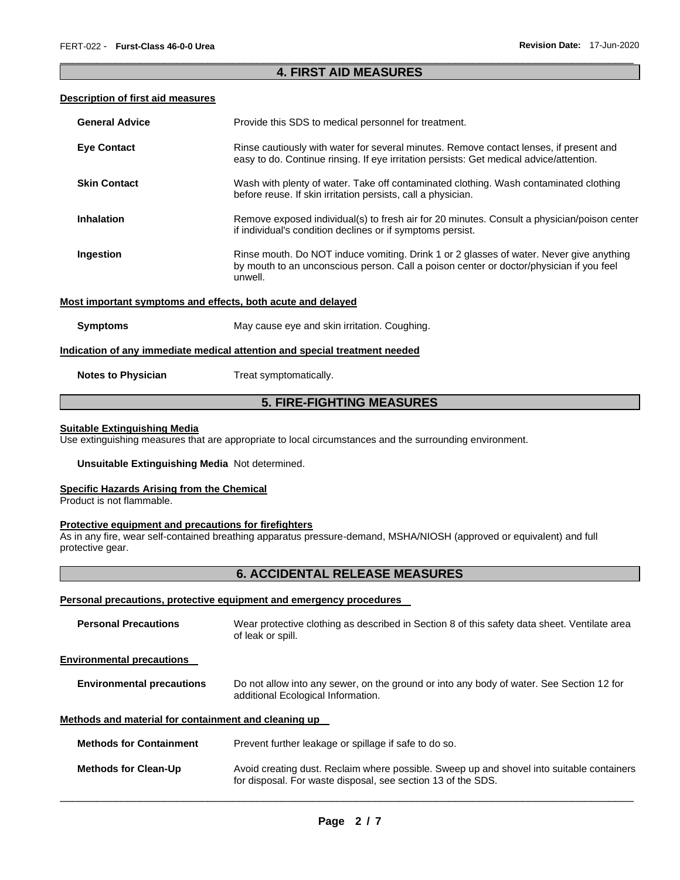## 4. FIRST AID MEASURES

### Description of first aid measures

**General Advice** Provide this SDS to medical personnel for treatment.

**Eye Contact** Rinse cautiously with water for several minutes. Remove contact lenses, if present and easy to do. Continue rinsing. If eye irritation persists: Get medical advice/attention.

**Skin Contact** Wash with plenty of water. Take off contaminated clothing. Wash contaminated clothing before reuse. If skin irritation persists, call a physician.

**Inhalation** Remove exposed individual(s) to fresh air for 20 minutes. Consult a physician/poison center if individual's condition declines or if symptoms persist.

**Ingestion** Rinse mouth. Do NOT induce vomiting. Drink 1 or 2 glasses of water. Never give anything by mouth to an unconscious person. Call a poison center or doctor/physician if you feel unwell.

### Most important symptoms and effects, both acute and delayed

**Symptoms** May cause eye and skin irritation. Coughing.

### Indication of any immediate medical attention and special treatment needed

**Notes to Physician** Treat symptomatically.

## 5. FIRE-FIGHTING MEASURES

### Suitable Extinguishing Media

Use extinguishing measures that are appropriate to local circumstances and the surrounding environment.

**Unsuitable Extinguishing Media** Not determined.

### Specific Hazards Arising from the Chemical

Product is not flammable.

### Protective equipment and precautions for firefighters

As in any fire, wear self-contained breathing apparatus pressure-demand, MSHA/NIOSH (approved or equivalent) and full protective gear.

## 6. ACCIDENTAL RELEASE MEASURES

### Personal precautions, protective equipment and emergency procedures

**Personal Precautions** Wear protective clothing as described in Section 8 of this safety data sheet. Ventilate area of leak or spill.

### Environmental precautions

**Environmental precautions** Do not allow into any sewer, on the ground or into any body of water. See Section 12 for additional Ecological Information.

### Methods and material for containment and cleaning up

**Methods for Containment** Prevent further leakage or spillage if safe to do so.

**Methods for Clean-Up** Avoid creating dust. Reclaim where possible. Sweep up and shovel into suitable containers for disposal. For waste disposal, see section 13 of the SDS.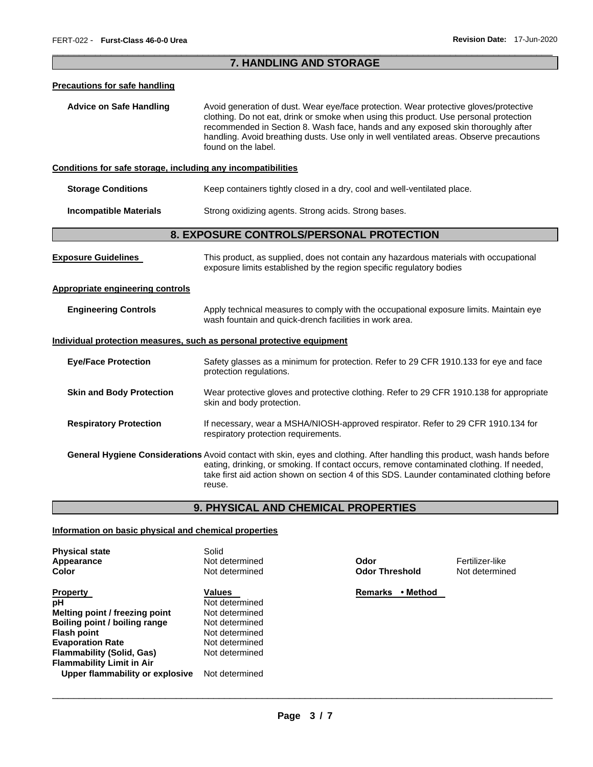## 7. HANDLING AND STORAGE

### Precautions for safe handling

**Advice on Safe Handling** Avoid generation of dust. Wear eye/face protection. Wear protective gloves/protective clothing. Do not eat, drink or smoke when using this product. Use personal protection recommended in Section 8. Wash face, hands and any exposed skin thoroughly after handling. Avoid breathing dusts. Use only in well ventilated areas. Observe precautions found on the label.

### Conditions for safe storage, including any incompatibilities

**Storage Conditions** Keep containers tightly closed in a dry, cool and well-ventilated place.

**Incompatible Materials** Strong oxidizing agents. Strong acids. Strong bases.

## 8. EXPOSURE CONTROLS/PERSONAL PROTECTION

**Exposure Guidelines** This product, as supplied, does not contain any hazardous materials with occupational exposure limits established by the region specific regulatory bodies

### Appropriate engineering controls

**Engineering Controls** Apply technical measures to comply with the occupational exposure limits. Maintain eye wash fountain and quick-drench facilities in work area.

### Individual protection measures, such as personal protective equipment

**Eye/Face Protection** Safety glasses as a minimum for protection. Refer to 29 CFR 1910.133 for eye and face protection regulations.

**Skin and Body Protection** Wear protective gloves and protective clothing. Refer to 29 CFR 1910.138 for appropriate skin and body protection.

**Respiratory Protection** If necessary, wear a MSHA/NIOSH-approved respirator. Refer to 29 CFR 1910.134 for respiratory protection requirements.

**General Hygiene Considerations** Avoid contact with skin, eyes and clothing. After handling this product, wash hands before eating, drinking, or smoking. If contact occurs, remove contaminated clothing. If needed, take first aid action shown on section 4 of this SDS. Launder contaminated clothing before reuse.

## 9. PHYSICAL AND CHEMICAL PROPERTIES

### Information on basic physical and chemical properties

| | | | |
|---|---|---|---|
| **Physical state** | Solid | | |
| **Appearance** | Not determined | **Odor** | Fertilizer-like |
| **Color** | Not determined | **Odor Threshold** | Not determined |

| **Property** | **Values** | **Remarks • Method** |
|---|---|---|
| **pH** | Not determined | |
| **Melting point / freezing point** | Not determined | |
| **Boiling point / boiling range** | Not determined | |
| **Flash point** | Not determined | |
| **Evaporation Rate** | Not determined | |
| **Flammability (Solid, Gas)** | Not determined | |
| **Flammability Limit in Air** | | |
| **Upper flammability or explosive** | Not determined | |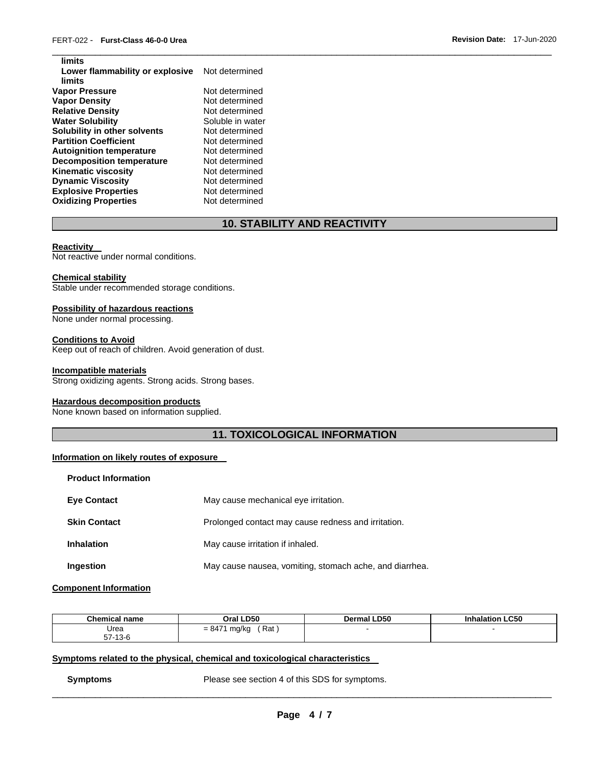| | |
|---|---|
| **limits** | |
| **Lower flammability or explosive limits** | Not determined |
| **Vapor Pressure** | Not determined |
| **Vapor Density** | Not determined |
| **Relative Density** | Not determined |
| **Water Solubility** | Soluble in water |
| **Solubility in other solvents** | Not determined |
| **Partition Coefficient** | Not determined |
| **Autoignition temperature** | Not determined |
| **Decomposition temperature** | Not determined |
| **Kinematic viscosity** | Not determined |
| **Dynamic Viscosity** | Not determined |
| **Explosive Properties** | Not determined |
| **Oxidizing Properties** | Not determined |

## 10. STABILITY AND REACTIVITY

**Reactivity**
Not reactive under normal conditions.

**Chemical stability**
Stable under recommended storage conditions.

**Possibility of hazardous reactions**
None under normal processing.

**Conditions to Avoid**
Keep out of reach of children. Avoid generation of dust.

**Incompatible materials**
Strong oxidizing agents. Strong acids. Strong bases.

**Hazardous decomposition products**
None known based on information supplied.

## 11. TOXICOLOGICAL INFORMATION

**Information on likely routes of exposure**

**Product Information**

**Eye Contact** May cause mechanical eye irritation.

**Skin Contact** Prolonged contact may cause redness and irritation.

**Inhalation** May cause irritation if inhaled.

**Ingestion** May cause nausea, vomiting, stomach ache, and diarrhea.

**Component Information**

| Chemical name | Oral LD50 | Dermal LD50 | Inhalation LC50 |
|---|---|---|---|
| Urea 57-13-6 | = 8471 mg/kg ( Rat ) | - | - |

**Symptoms related to the physical, chemical and toxicological characteristics**

**Symptoms** Please see section 4 of this SDS for symptoms.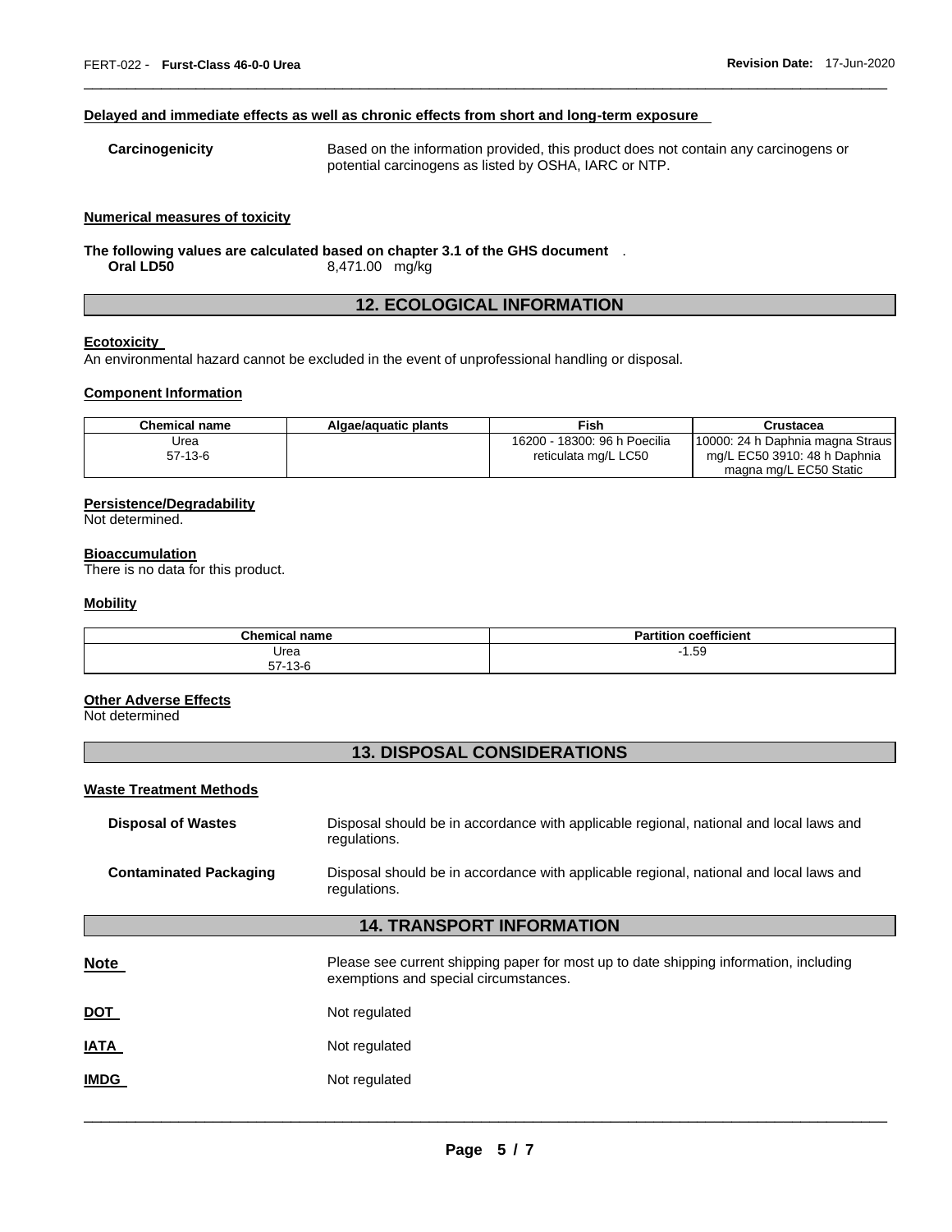#### Delayed and immediate effects as well as chronic effects from short and long-term exposure

**Carcinogenicity** Based on the information provided, this product does not contain any carcinogens or potential carcinogens as listed by OSHA, IARC or NTP.

#### Numerical measures of toxicity

**The following values are calculated based on chapter 3.1 of the GHS document** .

**Oral LD50** 8,471.00 mg/kg

## 12. ECOLOGICAL INFORMATION

#### Ecotoxicity

An environmental hazard cannot be excluded in the event of unprofessional handling or disposal.

#### Component Information

| Chemical name | Algae/aquatic plants | Fish | Crustacea |
|---|---|---|---|
| Urea<br>57-13-6 | | 16200 - 18300: 96 h Poecilia reticulata mg/L LC50 | 10000: 24 h Daphnia magna Straus mg/L EC50 3910: 48 h Daphnia magna mg/L EC50 Static |

#### Persistence/Degradability

Not determined.

#### Bioaccumulation

There is no data for this product.

#### Mobility

| Chemical name | Partition coefficient |
|---|---|
| Urea<br>57-13-6 | -1.59 |

#### Other Adverse Effects

Not determined

## 13. DISPOSAL CONSIDERATIONS

#### Waste Treatment Methods

**Disposal of Wastes** Disposal should be in accordance with applicable regional, national and local laws and regulations.

**Contaminated Packaging** Disposal should be in accordance with applicable regional, national and local laws and regulations.

## 14. TRANSPORT INFORMATION

**Note** Please see current shipping paper for most up to date shipping information, including exemptions and special circumstances.

**DOT** Not regulated

**IATA** Not regulated

**IMDG** Not regulated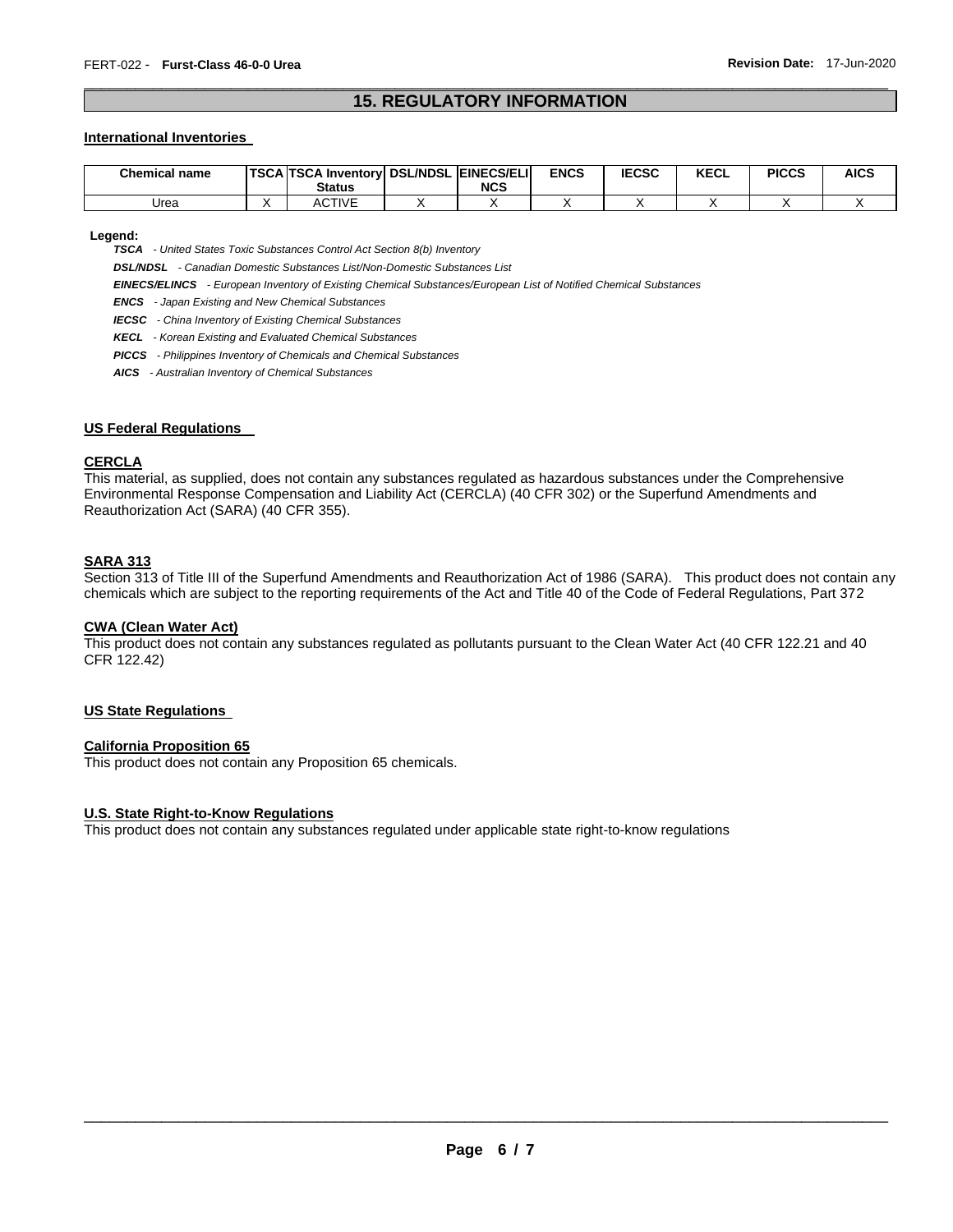## 15. REGULATORY INFORMATION

### International Inventories

| Chemical name | TSCA | TSCA Inventory Status | DSL/NDSL | EINECS/ELINCS | ENCS | IECSC | KECL | PICCS | AICS |
|---|---|---|---|---|---|---|---|---|---|
| Urea | X | ACTIVE | X | X | X | X | X | X | X |

**Legend:**

***TSCA*** *- United States Toxic Substances Control Act Section 8(b) Inventory*

***DSL/NDSL*** *- Canadian Domestic Substances List/Non-Domestic Substances List*

***EINECS/ELINCS*** *- European Inventory of Existing Chemical Substances/European List of Notified Chemical Substances*

***ENCS*** *- Japan Existing and New Chemical Substances*

***IECSC*** *- China Inventory of Existing Chemical Substances*

***KECL*** *- Korean Existing and Evaluated Chemical Substances*

***PICCS*** *- Philippines Inventory of Chemicals and Chemical Substances*

***AICS*** *- Australian Inventory of Chemical Substances*

### US Federal Regulations

#### CERCLA

This material, as supplied, does not contain any substances regulated as hazardous substances under the Comprehensive Environmental Response Compensation and Liability Act (CERCLA) (40 CFR 302) or the Superfund Amendments and Reauthorization Act (SARA) (40 CFR 355).

#### SARA 313

Section 313 of Title III of the Superfund Amendments and Reauthorization Act of 1986 (SARA). This product does not contain any chemicals which are subject to the reporting requirements of the Act and Title 40 of the Code of Federal Regulations, Part 372

#### CWA (Clean Water Act)

This product does not contain any substances regulated as pollutants pursuant to the Clean Water Act (40 CFR 122.21 and 40 CFR 122.42)

### US State Regulations

#### California Proposition 65

This product does not contain any Proposition 65 chemicals.

#### U.S. State Right-to-Know Regulations

This product does not contain any substances regulated under applicable state right-to-know regulations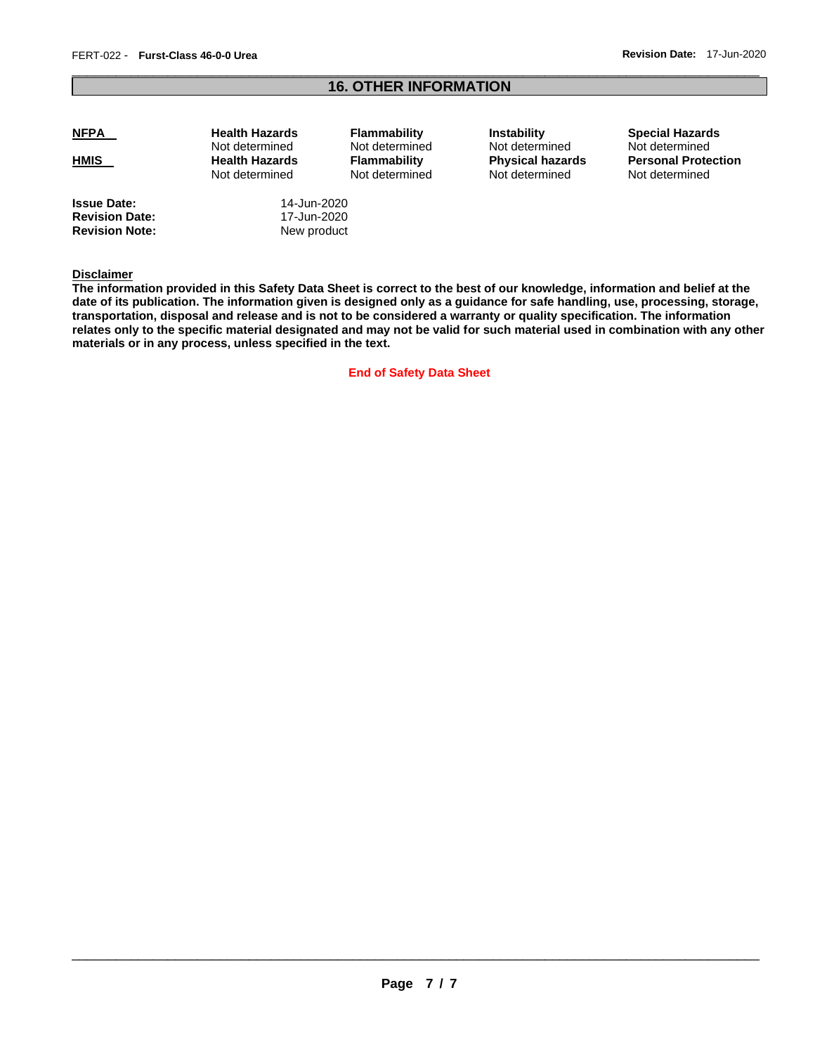## 16. OTHER INFORMATION

| | | | | |
|---|---|---|---|---|
| **NFPA** | **Health Hazards** | **Flammability** | **Instability** | **Special Hazards** |
| | Not determined | Not determined | Not determined | Not determined |
| **HMIS** | **Health Hazards** | **Flammability** | **Physical hazards** | **Personal Protection** |
| | Not determined | Not determined | Not determined | Not determined |

**Issue Date:** 14-Jun-2020
**Revision Date:** 17-Jun-2020
**Revision Note:** New product

**Disclaimer**

**The information provided in this Safety Data Sheet is correct to the best of our knowledge, information and belief at the date of its publication. The information given is designed only as a guidance for safe handling, use, processing, storage, transportation, disposal and release and is not to be considered a warranty or quality specification. The information relates only to the specific material designated and may not be valid for such material used in combination with any other materials or in any process, unless specified in the text.**

**End of Safety Data Sheet**